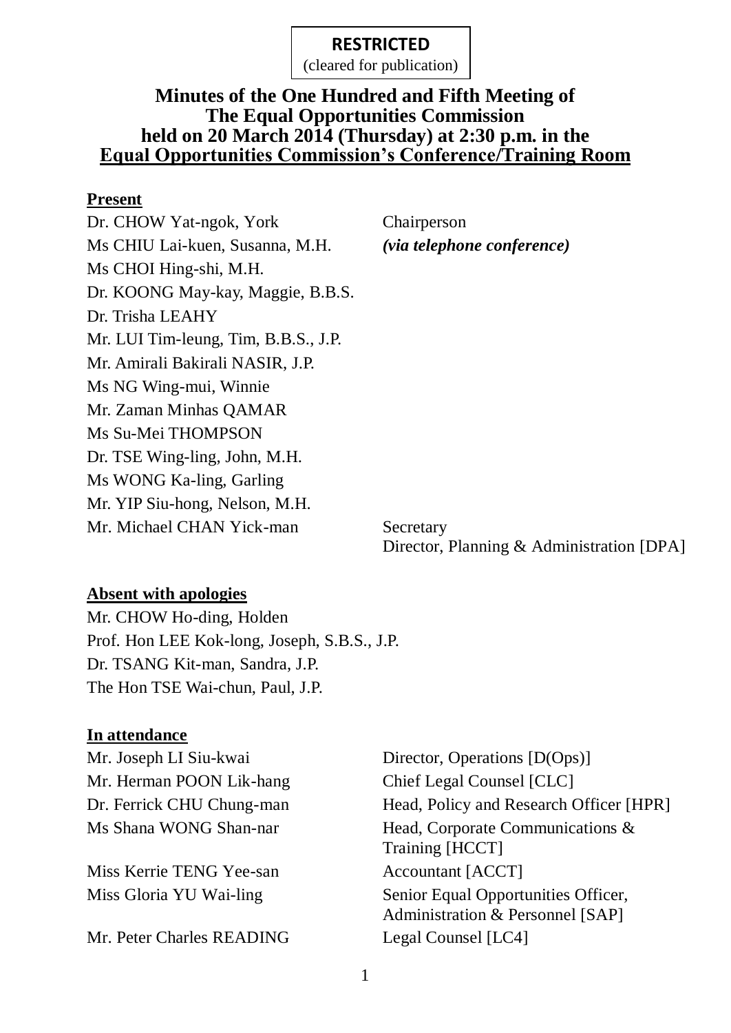**RESTRICTED**
(cleared for publication)

# Minutes of the One Hundred and Fifth Meeting of The Equal Opportunities Commission held on 20 March 2014 (Thursday) at 2:30 p.m. in the Equal Opportunities Commission's Conference/Training Room

**Present**

| | |
|---|---|
| Dr. CHOW Yat-ngok, York | Chairperson |
| Ms CHIU Lai-kuen, Susanna, M.H. | *(via telephone conference)* |
| Ms CHOI Hing-shi, M.H. | |
| Dr. KOONG May-kay, Maggie, B.B.S. | |
| Dr. Trisha LEAHY | |
| Mr. LUI Tim-leung, Tim, B.B.S., J.P. | |
| Mr. Amirali Bakirali NASIR, J.P. | |
| Ms NG Wing-mui, Winnie | |
| Mr. Zaman Minhas QAMAR | |
| Ms Su-Mei THOMPSON | |
| Dr. TSE Wing-ling, John, M.H. | |
| Ms WONG Ka-ling, Garling | |
| Mr. YIP Siu-hong, Nelson, M.H. | |
| Mr. Michael CHAN Yick-man | Secretary<br>Director, Planning & Administration [DPA] |

**Absent with apologies**

Mr. CHOW Ho-ding, Holden
Prof. Hon LEE Kok-long, Joseph, S.B.S., J.P.
Dr. TSANG Kit-man, Sandra, J.P.
The Hon TSE Wai-chun, Paul, J.P.

**In attendance**

| | |
|---|---|
| Mr. Joseph LI Siu-kwai | Director, Operations [D(Ops)] |
| Mr. Herman POON Lik-hang | Chief Legal Counsel [CLC] |
| Dr. Ferrick CHU Chung-man | Head, Policy and Research Officer [HPR] |
| Ms Shana WONG Shan-nar | Head, Corporate Communications & Training [HCCT] |
| Miss Kerrie TENG Yee-san | Accountant [ACCT] |
| Miss Gloria YU Wai-ling | Senior Equal Opportunities Officer, Administration & Personnel [SAP] |
| Mr. Peter Charles READING | Legal Counsel [LC4] |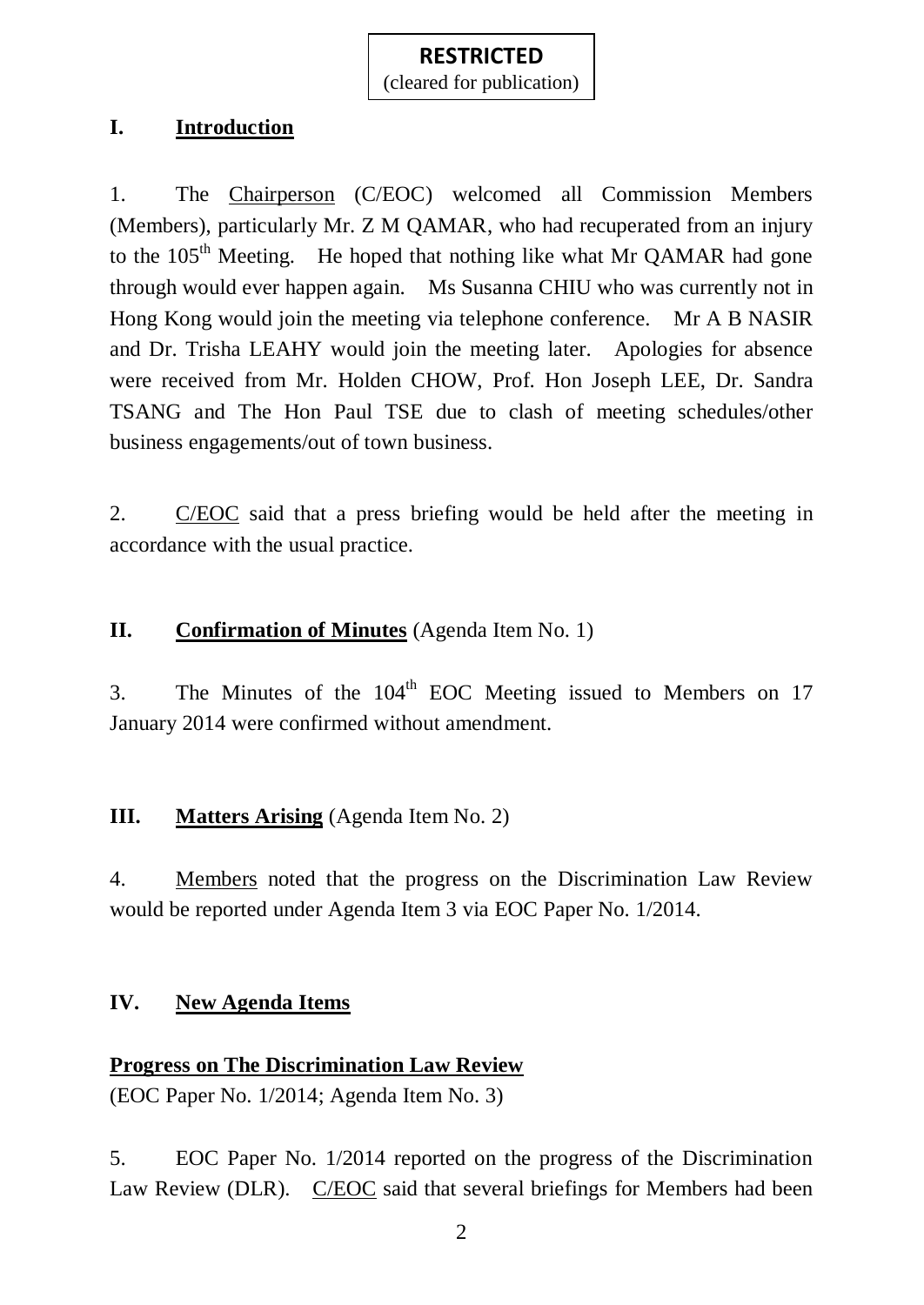**RESTRICTED**
(cleared for publication)

## I. Introduction

1. The Chairperson (C/EOC) welcomed all Commission Members (Members), particularly Mr. Z M QAMAR, who had recuperated from an injury to the 105th Meeting. He hoped that nothing like what Mr QAMAR had gone through would ever happen again. Ms Susanna CHIU who was currently not in Hong Kong would join the meeting via telephone conference. Mr A B NASIR and Dr. Trisha LEAHY would join the meeting later. Apologies for absence were received from Mr. Holden CHOW, Prof. Hon Joseph LEE, Dr. Sandra TSANG and The Hon Paul TSE due to clash of meeting schedules/other business engagements/out of town business.

2. C/EOC said that a press briefing would be held after the meeting in accordance with the usual practice.

## II. Confirmation of Minutes (Agenda Item No. 1)

3. The Minutes of the 104th EOC Meeting issued to Members on 17 January 2014 were confirmed without amendment.

## III. Matters Arising (Agenda Item No. 2)

4. Members noted that the progress on the Discrimination Law Review would be reported under Agenda Item 3 via EOC Paper No. 1/2014.

## IV. New Agenda Items

### Progress on The Discrimination Law Review

(EOC Paper No. 1/2014; Agenda Item No. 3)

5. EOC Paper No. 1/2014 reported on the progress of the Discrimination Law Review (DLR). C/EOC said that several briefings for Members had been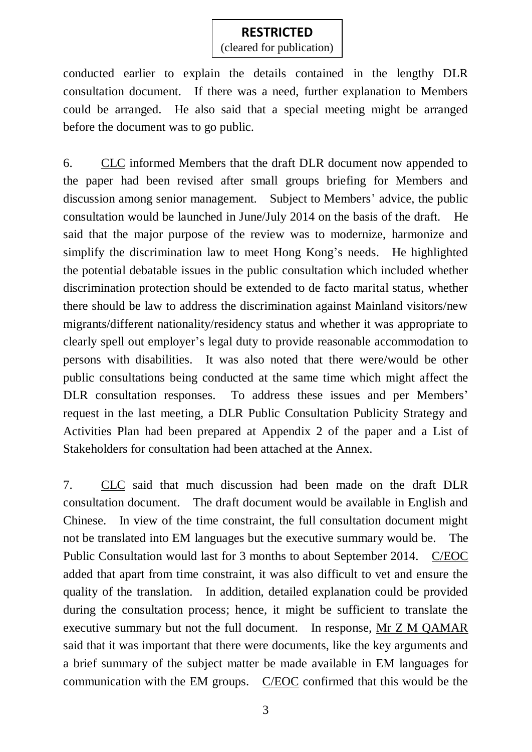conducted earlier to explain the details contained in the lengthy DLR consultation document. If there was a need, further explanation to Members could be arranged. He also said that a special meeting might be arranged before the document was to go public.

6. CLC informed Members that the draft DLR document now appended to the paper had been revised after small groups briefing for Members and discussion among senior management. Subject to Members' advice, the public consultation would be launched in June/July 2014 on the basis of the draft. He said that the major purpose of the review was to modernize, harmonize and simplify the discrimination law to meet Hong Kong's needs. He highlighted the potential debatable issues in the public consultation which included whether discrimination protection should be extended to de facto marital status, whether there should be law to address the discrimination against Mainland visitors/new migrants/different nationality/residency status and whether it was appropriate to clearly spell out employer's legal duty to provide reasonable accommodation to persons with disabilities. It was also noted that there were/would be other public consultations being conducted at the same time which might affect the DLR consultation responses. To address these issues and per Members' request in the last meeting, a DLR Public Consultation Publicity Strategy and Activities Plan had been prepared at Appendix 2 of the paper and a List of Stakeholders for consultation had been attached at the Annex.

7. CLC said that much discussion had been made on the draft DLR consultation document. The draft document would be available in English and Chinese. In view of the time constraint, the full consultation document might not be translated into EM languages but the executive summary would be. The Public Consultation would last for 3 months to about September 2014. C/EOC added that apart from time constraint, it was also difficult to vet and ensure the quality of the translation. In addition, detailed explanation could be provided during the consultation process; hence, it might be sufficient to translate the executive summary but not the full document. In response, Mr Z M QAMAR said that it was important that there were documents, like the key arguments and a brief summary of the subject matter be made available in EM languages for communication with the EM groups. C/EOC confirmed that this would be the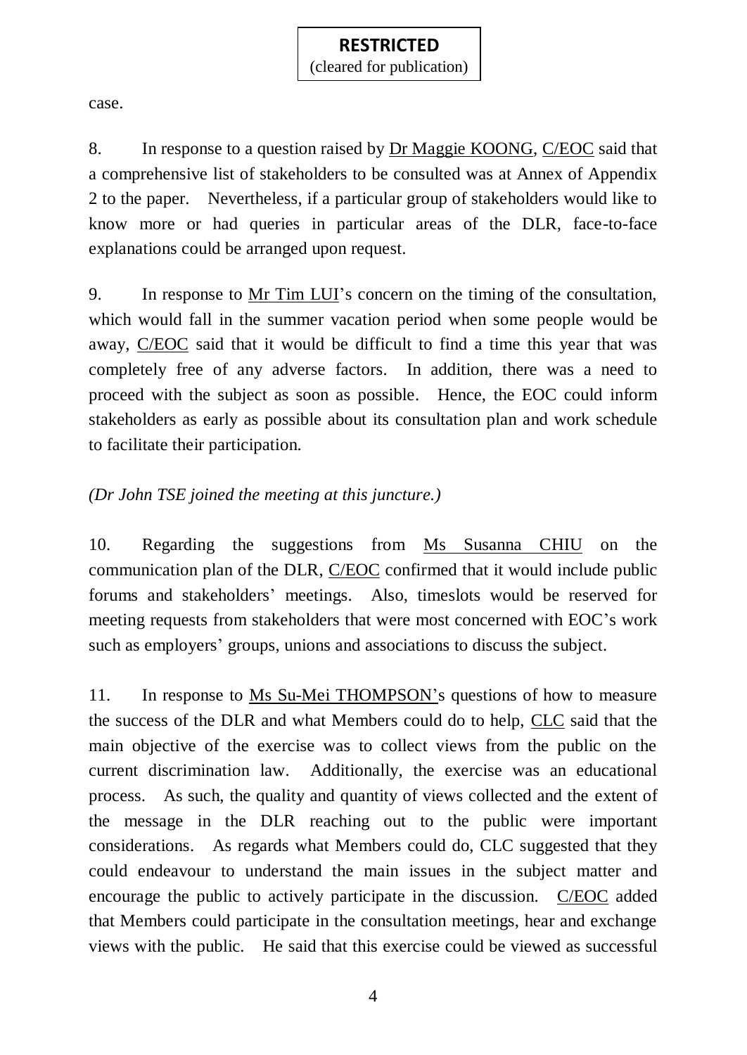case.

8. In response to a question raised by Dr Maggie KOONG, C/EOC said that a comprehensive list of stakeholders to be consulted was at Annex of Appendix 2 to the paper. Nevertheless, if a particular group of stakeholders would like to know more or had queries in particular areas of the DLR, face-to-face explanations could be arranged upon request.

9. In response to Mr Tim LUI's concern on the timing of the consultation, which would fall in the summer vacation period when some people would be away, C/EOC said that it would be difficult to find a time this year that was completely free of any adverse factors. In addition, there was a need to proceed with the subject as soon as possible. Hence, the EOC could inform stakeholders as early as possible about its consultation plan and work schedule to facilitate their participation.

*(Dr John TSE joined the meeting at this juncture.)*

10. Regarding the suggestions from Ms Susanna CHIU on the communication plan of the DLR, C/EOC confirmed that it would include public forums and stakeholders' meetings. Also, timeslots would be reserved for meeting requests from stakeholders that were most concerned with EOC's work such as employers' groups, unions and associations to discuss the subject.

11. In response to Ms Su-Mei THOMPSON's questions of how to measure the success of the DLR and what Members could do to help, CLC said that the main objective of the exercise was to collect views from the public on the current discrimination law. Additionally, the exercise was an educational process. As such, the quality and quantity of views collected and the extent of the message in the DLR reaching out to the public were important considerations. As regards what Members could do, CLC suggested that they could endeavour to understand the main issues in the subject matter and encourage the public to actively participate in the discussion. C/EOC added that Members could participate in the consultation meetings, hear and exchange views with the public. He said that this exercise could be viewed as successful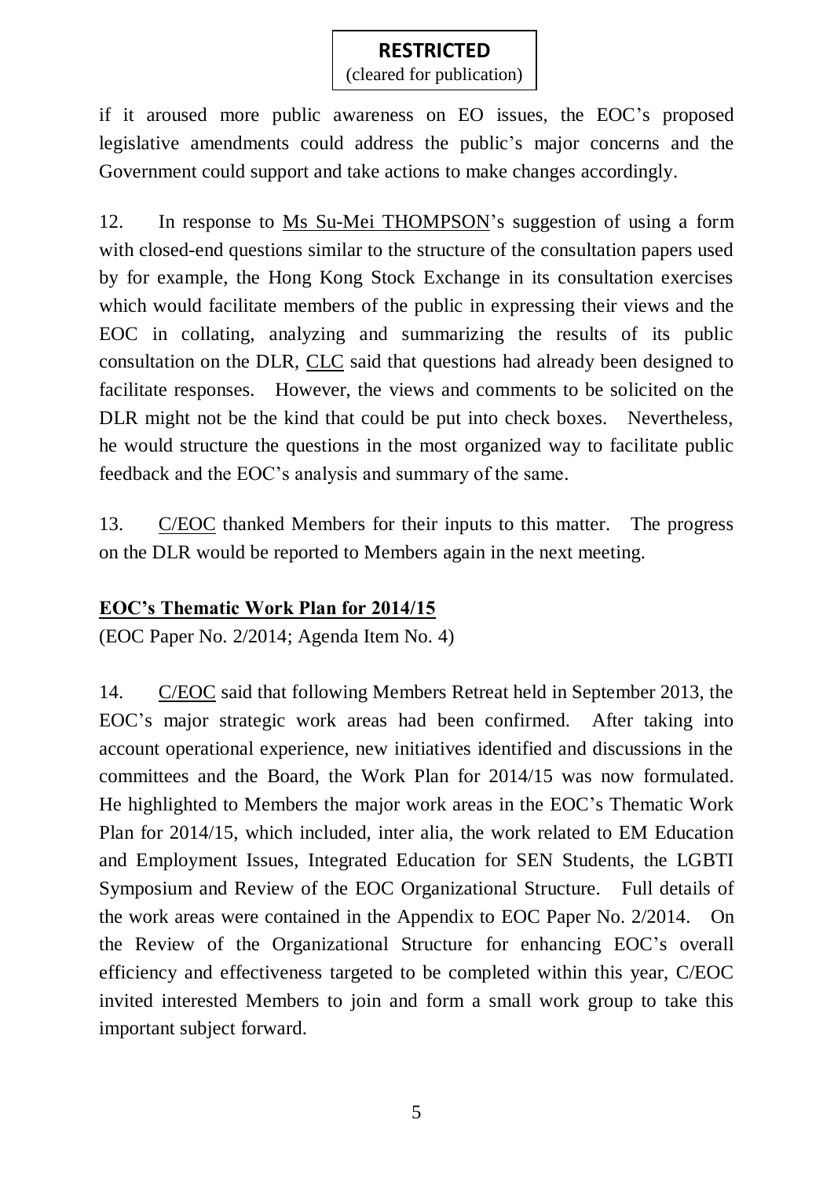**RESTRICTED**
(cleared for publication)

if it aroused more public awareness on EO issues, the EOC's proposed legislative amendments could address the public's major concerns and the Government could support and take actions to make changes accordingly.

12. In response to Ms Su-Mei THOMPSON's suggestion of using a form with closed-end questions similar to the structure of the consultation papers used by for example, the Hong Kong Stock Exchange in its consultation exercises which would facilitate members of the public in expressing their views and the EOC in collating, analyzing and summarizing the results of its public consultation on the DLR, CLC said that questions had already been designed to facilitate responses. However, the views and comments to be solicited on the DLR might not be the kind that could be put into check boxes. Nevertheless, he would structure the questions in the most organized way to facilitate public feedback and the EOC's analysis and summary of the same.

13. C/EOC thanked Members for their inputs to this matter. The progress on the DLR would be reported to Members again in the next meeting.

**EOC's Thematic Work Plan for 2014/15**

(EOC Paper No. 2/2014; Agenda Item No. 4)

14. C/EOC said that following Members Retreat held in September 2013, the EOC's major strategic work areas had been confirmed. After taking into account operational experience, new initiatives identified and discussions in the committees and the Board, the Work Plan for 2014/15 was now formulated. He highlighted to Members the major work areas in the EOC's Thematic Work Plan for 2014/15, which included, inter alia, the work related to EM Education and Employment Issues, Integrated Education for SEN Students, the LGBTI Symposium and Review of the EOC Organizational Structure. Full details of the work areas were contained in the Appendix to EOC Paper No. 2/2014. On the Review of the Organizational Structure for enhancing EOC's overall efficiency and effectiveness targeted to be completed within this year, C/EOC invited interested Members to join and form a small work group to take this important subject forward.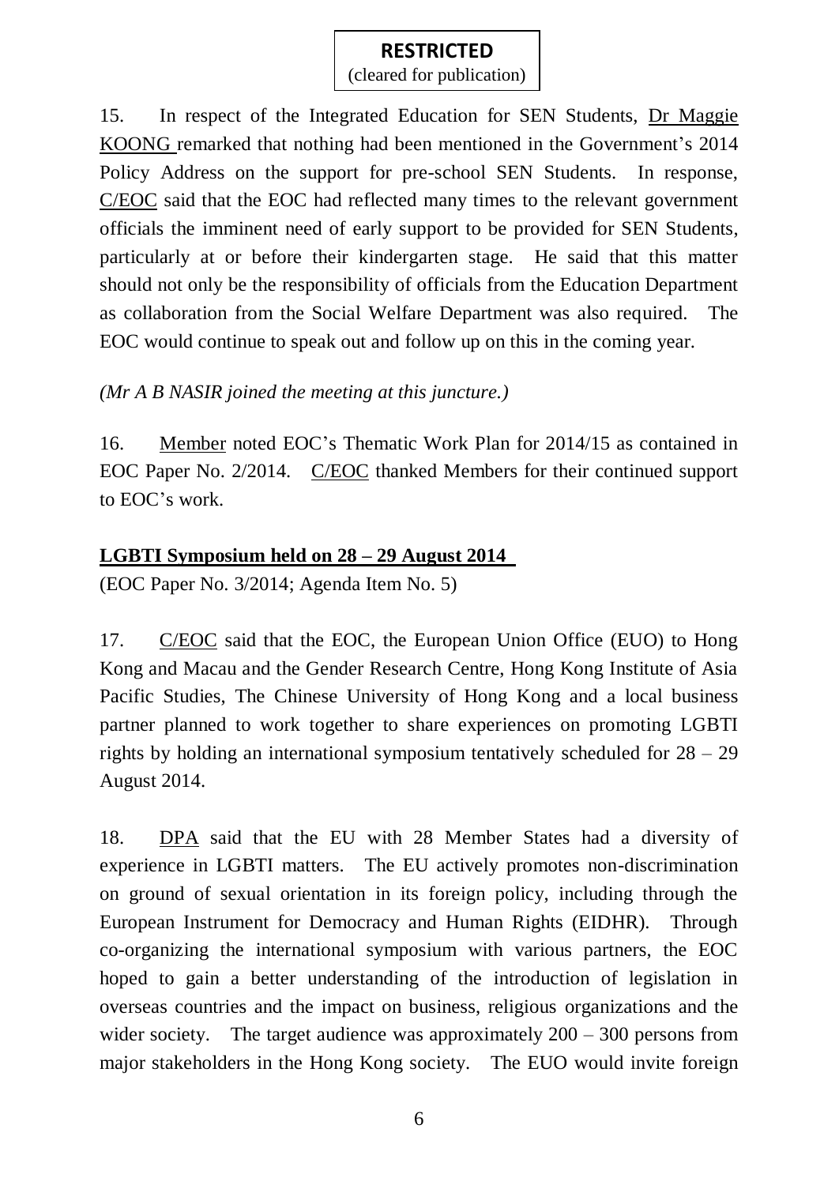15. In respect of the Integrated Education for SEN Students, Dr Maggie KOONG remarked that nothing had been mentioned in the Government's 2014 Policy Address on the support for pre-school SEN Students. In response, C/EOC said that the EOC had reflected many times to the relevant government officials the imminent need of early support to be provided for SEN Students, particularly at or before their kindergarten stage. He said that this matter should not only be the responsibility of officials from the Education Department as collaboration from the Social Welfare Department was also required. The EOC would continue to speak out and follow up on this in the coming year.

*(Mr A B NASIR joined the meeting at this juncture.)*

16. Member noted EOC's Thematic Work Plan for 2014/15 as contained in EOC Paper No. 2/2014. C/EOC thanked Members for their continued support to EOC's work.

**LGBTI Symposium held on 28 – 29 August 2014**

(EOC Paper No. 3/2014; Agenda Item No. 5)

17. C/EOC said that the EOC, the European Union Office (EUO) to Hong Kong and Macau and the Gender Research Centre, Hong Kong Institute of Asia Pacific Studies, The Chinese University of Hong Kong and a local business partner planned to work together to share experiences on promoting LGBTI rights by holding an international symposium tentatively scheduled for 28 – 29 August 2014.

18. DPA said that the EU with 28 Member States had a diversity of experience in LGBTI matters. The EU actively promotes non-discrimination on ground of sexual orientation in its foreign policy, including through the European Instrument for Democracy and Human Rights (EIDHR). Through co-organizing the international symposium with various partners, the EOC hoped to gain a better understanding of the introduction of legislation in overseas countries and the impact on business, religious organizations and the wider society. The target audience was approximately 200 – 300 persons from major stakeholders in the Hong Kong society. The EUO would invite foreign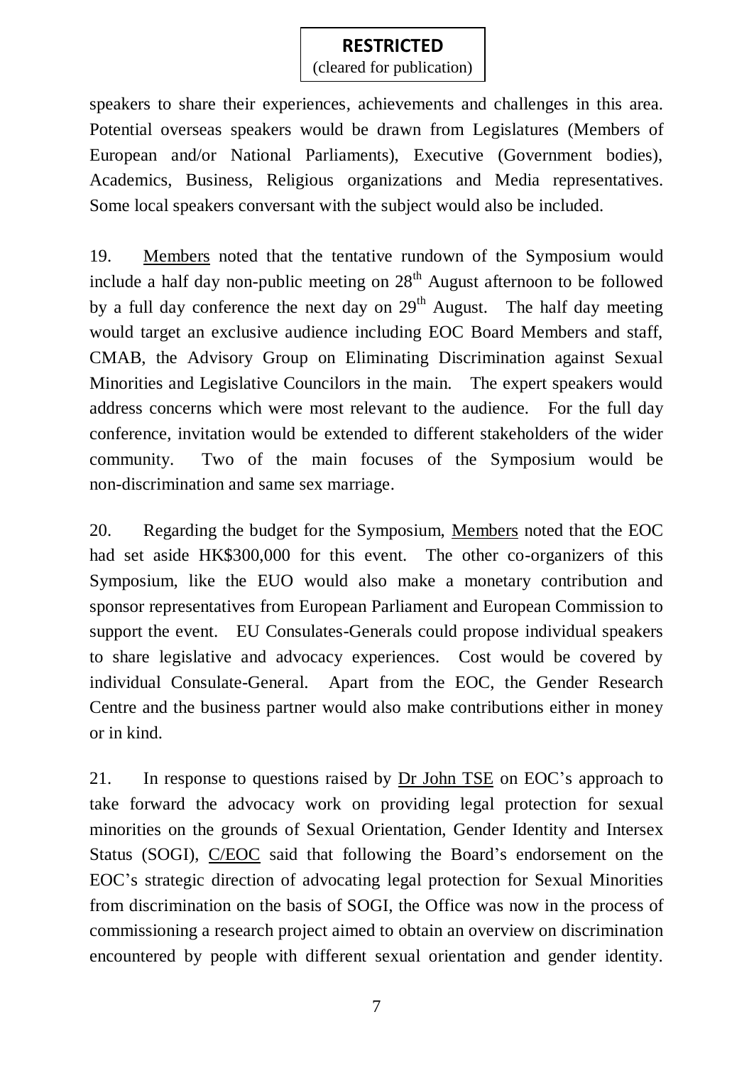speakers to share their experiences, achievements and challenges in this area. Potential overseas speakers would be drawn from Legislatures (Members of European and/or National Parliaments), Executive (Government bodies), Academics, Business, Religious organizations and Media representatives. Some local speakers conversant with the subject would also be included.

19. Members noted that the tentative rundown of the Symposium would include a half day non-public meeting on 28th August afternoon to be followed by a full day conference the next day on 29th August. The half day meeting would target an exclusive audience including EOC Board Members and staff, CMAB, the Advisory Group on Eliminating Discrimination against Sexual Minorities and Legislative Councilors in the main. The expert speakers would address concerns which were most relevant to the audience. For the full day conference, invitation would be extended to different stakeholders of the wider community. Two of the main focuses of the Symposium would be non-discrimination and same sex marriage.

20. Regarding the budget for the Symposium, Members noted that the EOC had set aside HK$300,000 for this event. The other co-organizers of this Symposium, like the EUO would also make a monetary contribution and sponsor representatives from European Parliament and European Commission to support the event. EU Consulates-Generals could propose individual speakers to share legislative and advocacy experiences. Cost would be covered by individual Consulate-General. Apart from the EOC, the Gender Research Centre and the business partner would also make contributions either in money or in kind.

21. In response to questions raised by Dr John TSE on EOC's approach to take forward the advocacy work on providing legal protection for sexual minorities on the grounds of Sexual Orientation, Gender Identity and Intersex Status (SOGI), C/EOC said that following the Board's endorsement on the EOC's strategic direction of advocating legal protection for Sexual Minorities from discrimination on the basis of SOGI, the Office was now in the process of commissioning a research project aimed to obtain an overview on discrimination encountered by people with different sexual orientation and gender identity.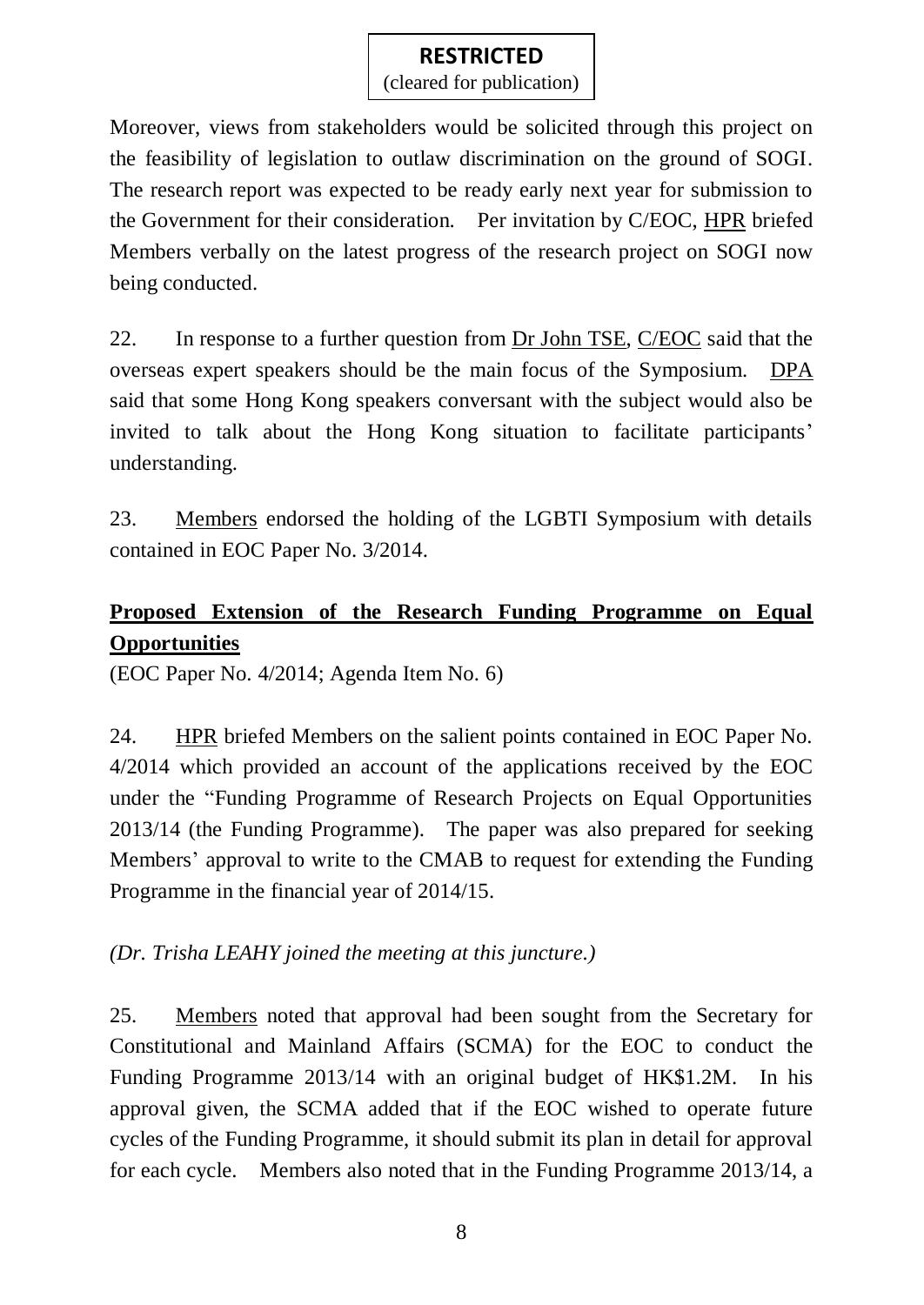**RESTRICTED**
(cleared for publication)

Moreover, views from stakeholders would be solicited through this project on the feasibility of legislation to outlaw discrimination on the ground of SOGI. The research report was expected to be ready early next year for submission to the Government for their consideration. Per invitation by C/EOC, HPR briefed Members verbally on the latest progress of the research project on SOGI now being conducted.

22. In response to a further question from Dr John TSE, C/EOC said that the overseas expert speakers should be the main focus of the Symposium. DPA said that some Hong Kong speakers conversant with the subject would also be invited to talk about the Hong Kong situation to facilitate participants' understanding.

23. Members endorsed the holding of the LGBTI Symposium with details contained in EOC Paper No. 3/2014.

## Proposed Extension of the Research Funding Programme on Equal Opportunities

(EOC Paper No. 4/2014; Agenda Item No. 6)

24. HPR briefed Members on the salient points contained in EOC Paper No. 4/2014 which provided an account of the applications received by the EOC under the "Funding Programme of Research Projects on Equal Opportunities 2013/14 (the Funding Programme). The paper was also prepared for seeking Members' approval to write to the CMAB to request for extending the Funding Programme in the financial year of 2014/15.

*(Dr. Trisha LEAHY joined the meeting at this juncture.)*

25. Members noted that approval had been sought from the Secretary for Constitutional and Mainland Affairs (SCMA) for the EOC to conduct the Funding Programme 2013/14 with an original budget of HK$1.2M. In his approval given, the SCMA added that if the EOC wished to operate future cycles of the Funding Programme, it should submit its plan in detail for approval for each cycle. Members also noted that in the Funding Programme 2013/14, a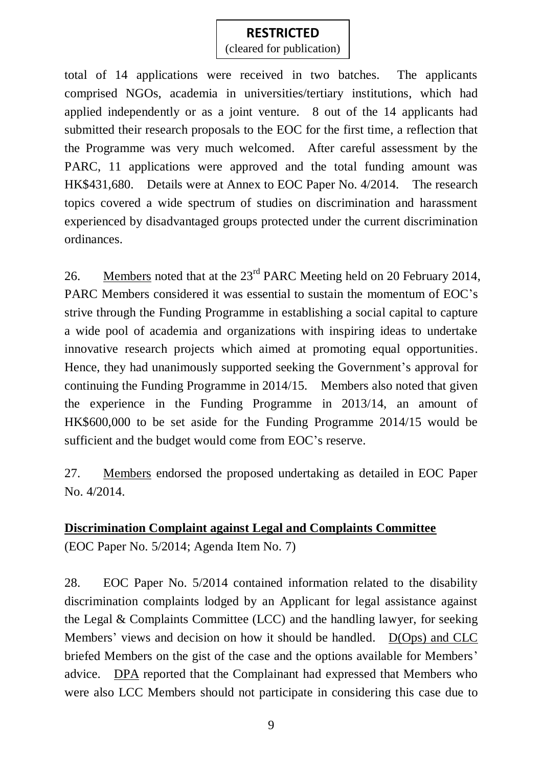total of 14 applications were received in two batches. The applicants comprised NGOs, academia in universities/tertiary institutions, which had applied independently or as a joint venture. 8 out of the 14 applicants had submitted their research proposals to the EOC for the first time, a reflection that the Programme was very much welcomed. After careful assessment by the PARC, 11 applications were approved and the total funding amount was HK$431,680. Details were at Annex to EOC Paper No. 4/2014. The research topics covered a wide spectrum of studies on discrimination and harassment experienced by disadvantaged groups protected under the current discrimination ordinances.

26. Members noted that at the 23rd PARC Meeting held on 20 February 2014, PARC Members considered it was essential to sustain the momentum of EOC's strive through the Funding Programme in establishing a social capital to capture a wide pool of academia and organizations with inspiring ideas to undertake innovative research projects which aimed at promoting equal opportunities. Hence, they had unanimously supported seeking the Government's approval for continuing the Funding Programme in 2014/15. Members also noted that given the experience in the Funding Programme in 2013/14, an amount of HK$600,000 to be set aside for the Funding Programme 2014/15 would be sufficient and the budget would come from EOC's reserve.

27. Members endorsed the proposed undertaking as detailed in EOC Paper No. 4/2014.

**Discrimination Complaint against Legal and Complaints Committee**

(EOC Paper No. 5/2014; Agenda Item No. 7)

28. EOC Paper No. 5/2014 contained information related to the disability discrimination complaints lodged by an Applicant for legal assistance against the Legal & Complaints Committee (LCC) and the handling lawyer, for seeking Members' views and decision on how it should be handled. D(Ops) and CLC briefed Members on the gist of the case and the options available for Members' advice. DPA reported that the Complainant had expressed that Members who were also LCC Members should not participate in considering this case due to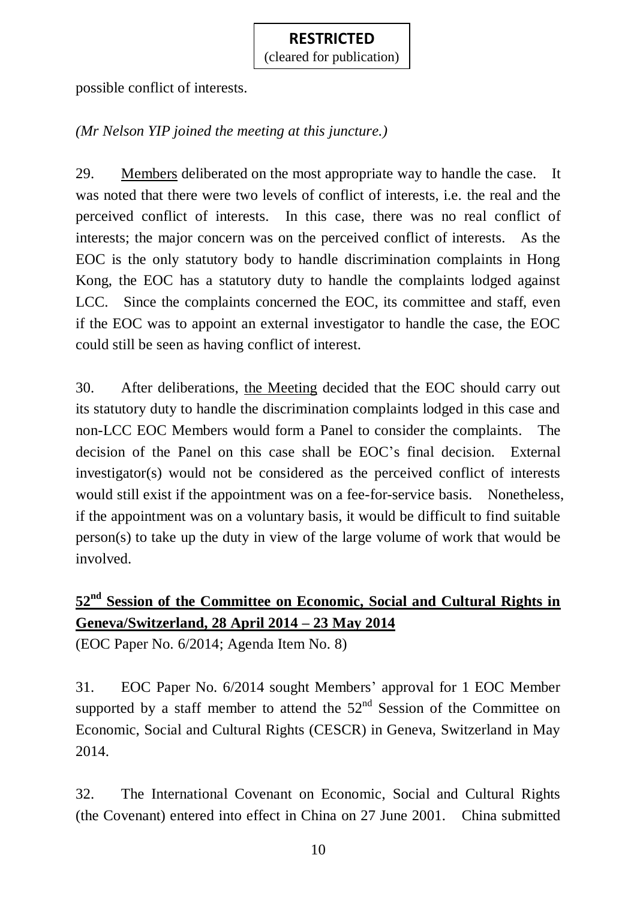possible conflict of interests.

*(Mr Nelson YIP joined the meeting at this juncture.)*

29. Members deliberated on the most appropriate way to handle the case. It was noted that there were two levels of conflict of interests, i.e. the real and the perceived conflict of interests. In this case, there was no real conflict of interests; the major concern was on the perceived conflict of interests. As the EOC is the only statutory body to handle discrimination complaints in Hong Kong, the EOC has a statutory duty to handle the complaints lodged against LCC. Since the complaints concerned the EOC, its committee and staff, even if the EOC was to appoint an external investigator to handle the case, the EOC could still be seen as having conflict of interest.

30. After deliberations, the Meeting decided that the EOC should carry out its statutory duty to handle the discrimination complaints lodged in this case and non-LCC EOC Members would form a Panel to consider the complaints. The decision of the Panel on this case shall be EOC's final decision. External investigator(s) would not be considered as the perceived conflict of interests would still exist if the appointment was on a fee-for-service basis. Nonetheless, if the appointment was on a voluntary basis, it would be difficult to find suitable person(s) to take up the duty in view of the large volume of work that would be involved.

## 52nd Session of the Committee on Economic, Social and Cultural Rights in Geneva/Switzerland, 28 April 2014 – 23 May 2014

(EOC Paper No. 6/2014; Agenda Item No. 8)

31. EOC Paper No. 6/2014 sought Members' approval for 1 EOC Member supported by a staff member to attend the 52nd Session of the Committee on Economic, Social and Cultural Rights (CESCR) in Geneva, Switzerland in May 2014.

32. The International Covenant on Economic, Social and Cultural Rights (the Covenant) entered into effect in China on 27 June 2001. China submitted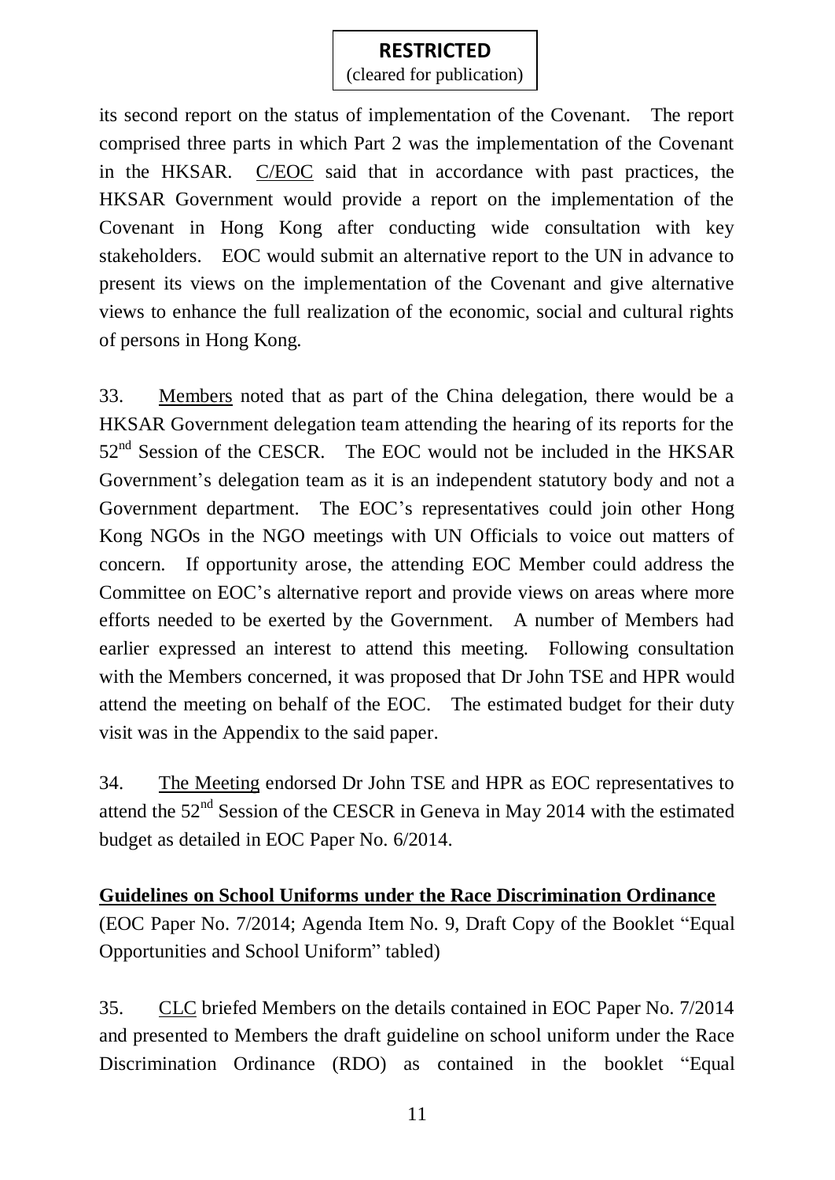its second report on the status of implementation of the Covenant. The report comprised three parts in which Part 2 was the implementation of the Covenant in the HKSAR. C/EOC said that in accordance with past practices, the HKSAR Government would provide a report on the implementation of the Covenant in Hong Kong after conducting wide consultation with key stakeholders. EOC would submit an alternative report to the UN in advance to present its views on the implementation of the Covenant and give alternative views to enhance the full realization of the economic, social and cultural rights of persons in Hong Kong.

33. Members noted that as part of the China delegation, there would be a HKSAR Government delegation team attending the hearing of its reports for the 52nd Session of the CESCR. The EOC would not be included in the HKSAR Government's delegation team as it is an independent statutory body and not a Government department. The EOC's representatives could join other Hong Kong NGOs in the NGO meetings with UN Officials to voice out matters of concern. If opportunity arose, the attending EOC Member could address the Committee on EOC's alternative report and provide views on areas where more efforts needed to be exerted by the Government. A number of Members had earlier expressed an interest to attend this meeting. Following consultation with the Members concerned, it was proposed that Dr John TSE and HPR would attend the meeting on behalf of the EOC. The estimated budget for their duty visit was in the Appendix to the said paper.

34. The Meeting endorsed Dr John TSE and HPR as EOC representatives to attend the 52nd Session of the CESCR in Geneva in May 2014 with the estimated budget as detailed in EOC Paper No. 6/2014.

**Guidelines on School Uniforms under the Race Discrimination Ordinance**

(EOC Paper No. 7/2014; Agenda Item No. 9, Draft Copy of the Booklet "Equal Opportunities and School Uniform" tabled)

35. CLC briefed Members on the details contained in EOC Paper No. 7/2014 and presented to Members the draft guideline on school uniform under the Race Discrimination Ordinance (RDO) as contained in the booklet "Equal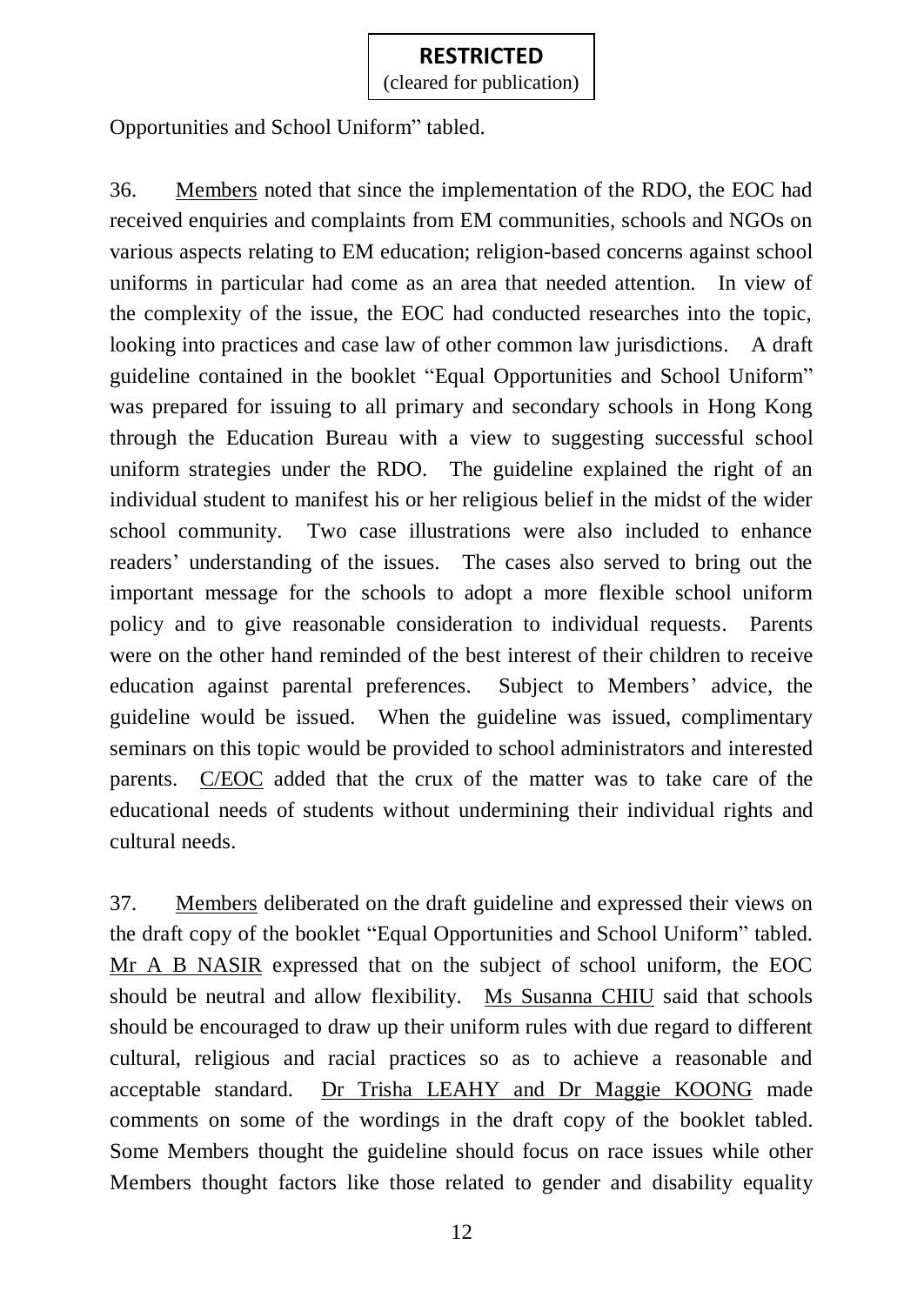Opportunities and School Uniform" tabled.

36. Members noted that since the implementation of the RDO, the EOC had received enquiries and complaints from EM communities, schools and NGOs on various aspects relating to EM education; religion-based concerns against school uniforms in particular had come as an area that needed attention. In view of the complexity of the issue, the EOC had conducted researches into the topic, looking into practices and case law of other common law jurisdictions. A draft guideline contained in the booklet "Equal Opportunities and School Uniform" was prepared for issuing to all primary and secondary schools in Hong Kong through the Education Bureau with a view to suggesting successful school uniform strategies under the RDO. The guideline explained the right of an individual student to manifest his or her religious belief in the midst of the wider school community. Two case illustrations were also included to enhance readers' understanding of the issues. The cases also served to bring out the important message for the schools to adopt a more flexible school uniform policy and to give reasonable consideration to individual requests. Parents were on the other hand reminded of the best interest of their children to receive education against parental preferences. Subject to Members' advice, the guideline would be issued. When the guideline was issued, complimentary seminars on this topic would be provided to school administrators and interested parents. C/EOC added that the crux of the matter was to take care of the educational needs of students without undermining their individual rights and cultural needs.

37. Members deliberated on the draft guideline and expressed their views on the draft copy of the booklet "Equal Opportunities and School Uniform" tabled. Mr A B NASIR expressed that on the subject of school uniform, the EOC should be neutral and allow flexibility. Ms Susanna CHIU said that schools should be encouraged to draw up their uniform rules with due regard to different cultural, religious and racial practices so as to achieve a reasonable and acceptable standard. Dr Trisha LEAHY and Dr Maggie KOONG made comments on some of the wordings in the draft copy of the booklet tabled. Some Members thought the guideline should focus on race issues while other Members thought factors like those related to gender and disability equality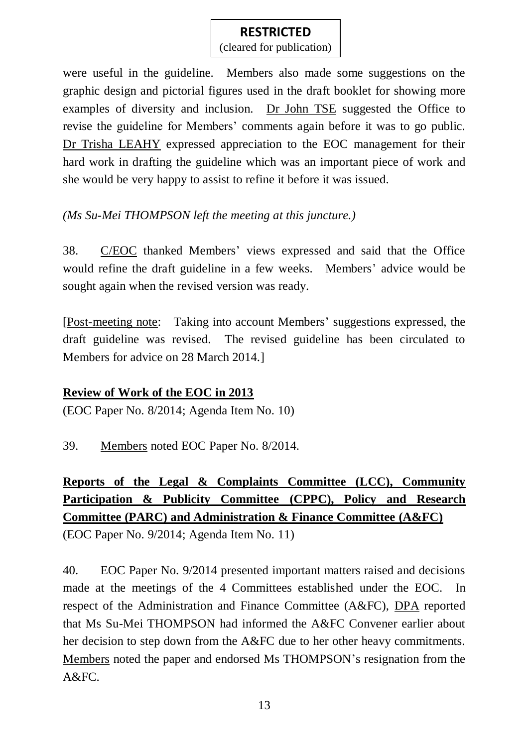were useful in the guideline. Members also made some suggestions on the graphic design and pictorial figures used in the draft booklet for showing more examples of diversity and inclusion. Dr John TSE suggested the Office to revise the guideline for Members' comments again before it was to go public. Dr Trisha LEAHY expressed appreciation to the EOC management for their hard work in drafting the guideline which was an important piece of work and she would be very happy to assist to refine it before it was issued.

*(Ms Su-Mei THOMPSON left the meeting at this juncture.)*

38. C/EOC thanked Members' views expressed and said that the Office would refine the draft guideline in a few weeks. Members' advice would be sought again when the revised version was ready.

[Post-meeting note: Taking into account Members' suggestions expressed, the draft guideline was revised. The revised guideline has been circulated to Members for advice on 28 March 2014.]

**Review of Work of the EOC in 2013**

(EOC Paper No. 8/2014; Agenda Item No. 10)

39. Members noted EOC Paper No. 8/2014.

**Reports of the Legal & Complaints Committee (LCC), Community Participation & Publicity Committee (CPPC), Policy and Research Committee (PARC) and Administration & Finance Committee (A&FC)**

(EOC Paper No. 9/2014; Agenda Item No. 11)

40. EOC Paper No. 9/2014 presented important matters raised and decisions made at the meetings of the 4 Committees established under the EOC. In respect of the Administration and Finance Committee (A&FC), DPA reported that Ms Su-Mei THOMPSON had informed the A&FC Convener earlier about her decision to step down from the A&FC due to her other heavy commitments. Members noted the paper and endorsed Ms THOMPSON's resignation from the A&FC.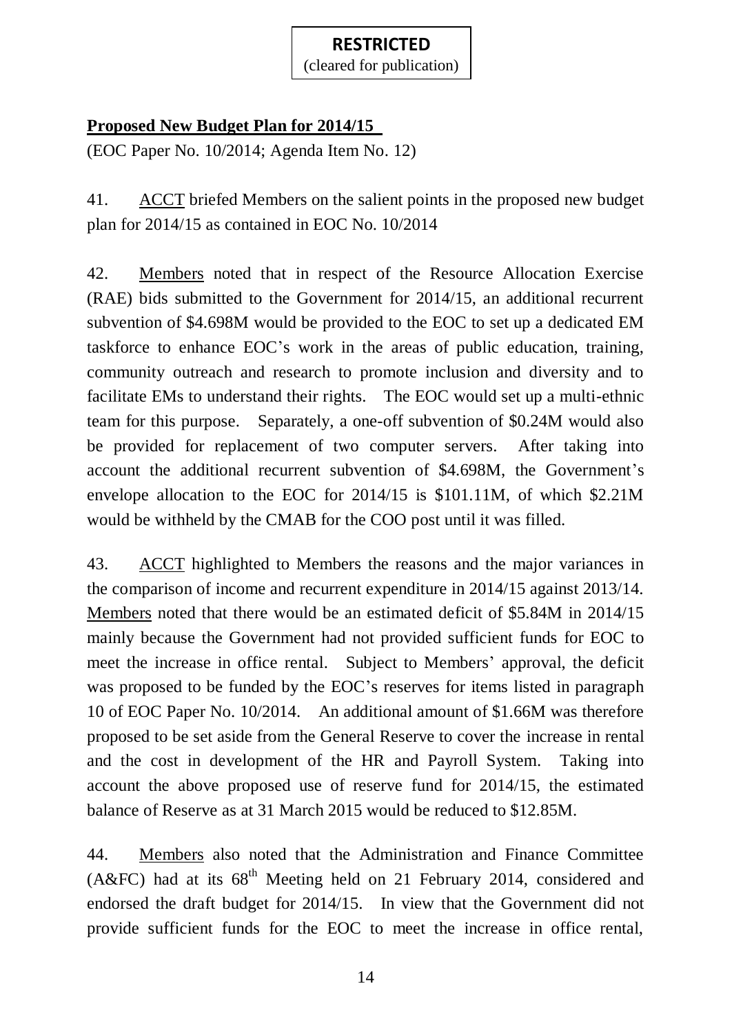**RESTRICTED**
(cleared for publication)

**Proposed New Budget Plan for 2014/15**

(EOC Paper No. 10/2014; Agenda Item No. 12)

41. ACCT briefed Members on the salient points in the proposed new budget plan for 2014/15 as contained in EOC No. 10/2014

42. Members noted that in respect of the Resource Allocation Exercise (RAE) bids submitted to the Government for 2014/15, an additional recurrent subvention of $4.698M would be provided to the EOC to set up a dedicated EM taskforce to enhance EOC's work in the areas of public education, training, community outreach and research to promote inclusion and diversity and to facilitate EMs to understand their rights. The EOC would set up a multi-ethnic team for this purpose. Separately, a one-off subvention of $0.24M would also be provided for replacement of two computer servers. After taking into account the additional recurrent subvention of $4.698M, the Government's envelope allocation to the EOC for 2014/15 is $101.11M, of which $2.21M would be withheld by the CMAB for the COO post until it was filled.

43. ACCT highlighted to Members the reasons and the major variances in the comparison of income and recurrent expenditure in 2014/15 against 2013/14. Members noted that there would be an estimated deficit of $5.84M in 2014/15 mainly because the Government had not provided sufficient funds for EOC to meet the increase in office rental. Subject to Members' approval, the deficit was proposed to be funded by the EOC's reserves for items listed in paragraph 10 of EOC Paper No. 10/2014. An additional amount of $1.66M was therefore proposed to be set aside from the General Reserve to cover the increase in rental and the cost in development of the HR and Payroll System. Taking into account the above proposed use of reserve fund for 2014/15, the estimated balance of Reserve as at 31 March 2015 would be reduced to $12.85M.

44. Members also noted that the Administration and Finance Committee (A&FC) had at its 68th Meeting held on 21 February 2014, considered and endorsed the draft budget for 2014/15. In view that the Government did not provide sufficient funds for the EOC to meet the increase in office rental,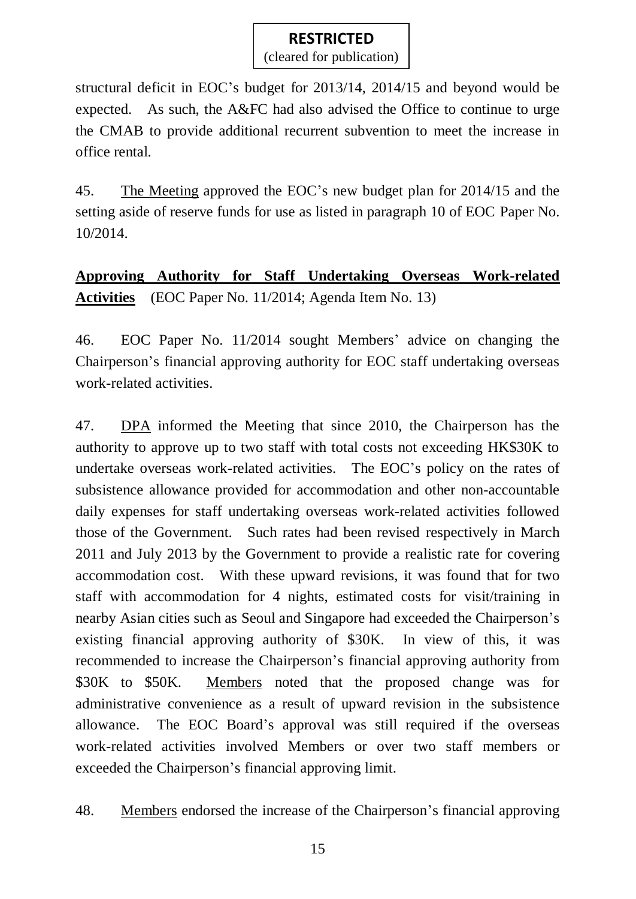structural deficit in EOC's budget for 2013/14, 2014/15 and beyond would be expected. As such, the A&FC had also advised the Office to continue to urge the CMAB to provide additional recurrent subvention to meet the increase in office rental.

45. <u>The Meeting</u> approved the EOC's new budget plan for 2014/15 and the setting aside of reserve funds for use as listed in paragraph 10 of EOC Paper No. 10/2014.

**<u>Approving Authority for Staff Undertaking Overseas Work-related Activities</u>** (EOC Paper No. 11/2014; Agenda Item No. 13)

46. EOC Paper No. 11/2014 sought Members' advice on changing the Chairperson's financial approving authority for EOC staff undertaking overseas work-related activities.

47. <u>DPA</u> informed the Meeting that since 2010, the Chairperson has the authority to approve up to two staff with total costs not exceeding HK$30K to undertake overseas work-related activities. The EOC's policy on the rates of subsistence allowance provided for accommodation and other non-accountable daily expenses for staff undertaking overseas work-related activities followed those of the Government. Such rates had been revised respectively in March 2011 and July 2013 by the Government to provide a realistic rate for covering accommodation cost. With these upward revisions, it was found that for two staff with accommodation for 4 nights, estimated costs for visit/training in nearby Asian cities such as Seoul and Singapore had exceeded the Chairperson's existing financial approving authority of $30K. In view of this, it was recommended to increase the Chairperson's financial approving authority from $30K to $50K. <u>Members</u> noted that the proposed change was for administrative convenience as a result of upward revision in the subsistence allowance. The EOC Board's approval was still required if the overseas work-related activities involved Members or over two staff members or exceeded the Chairperson's financial approving limit.

48. <u>Members</u> endorsed the increase of the Chairperson's financial approving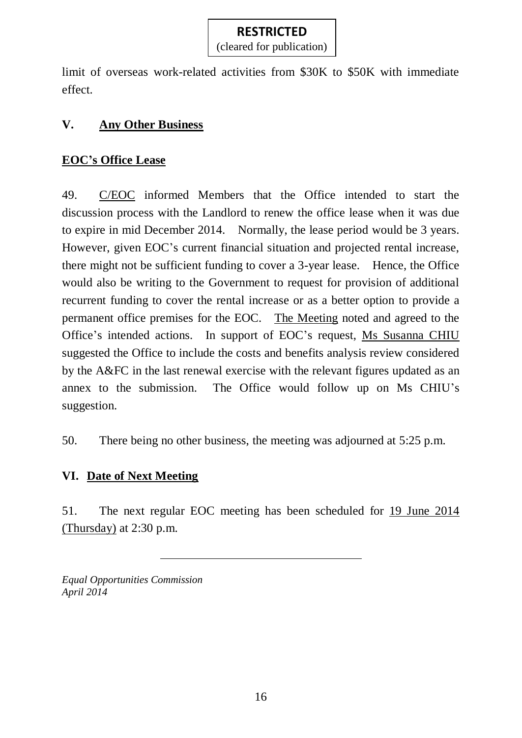limit of overseas work-related activities from $30K to $50K with immediate effect.

## V. Any Other Business

### EOC's Office Lease

49. C/EOC informed Members that the Office intended to start the discussion process with the Landlord to renew the office lease when it was due to expire in mid December 2014. Normally, the lease period would be 3 years. However, given EOC's current financial situation and projected rental increase, there might not be sufficient funding to cover a 3-year lease. Hence, the Office would also be writing to the Government to request for provision of additional recurrent funding to cover the rental increase or as a better option to provide a permanent office premises for the EOC. The Meeting noted and agreed to the Office's intended actions. In support of EOC's request, Ms Susanna CHIU suggested the Office to include the costs and benefits analysis review considered by the A&FC in the last renewal exercise with the relevant figures updated as an annex to the submission. The Office would follow up on Ms CHIU's suggestion.

50. There being no other business, the meeting was adjourned at 5:25 p.m.

## VI. Date of Next Meeting

51. The next regular EOC meeting has been scheduled for 19 June 2014 (Thursday) at 2:30 p.m.

---

*Equal Opportunities Commission*
*April 2014*